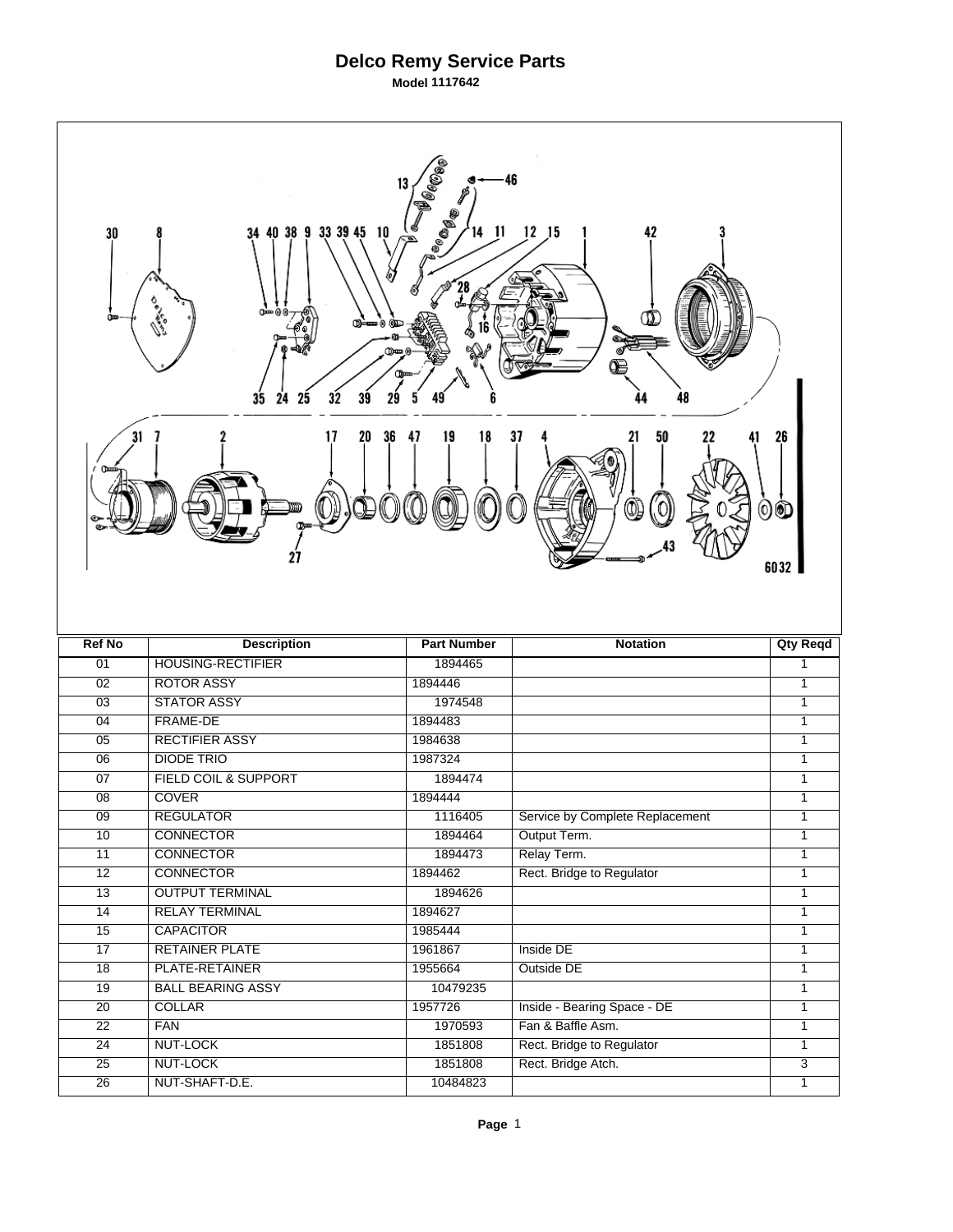# Delco Remy Service Parts

**Model 1117642**

| Ref No | Description | Part Number | Notation | Qty Reqd |
|---|---|---|---|---|
| 01 | HOUSING-RECTIFIER | 1894465 | | 1 |
| 02 | ROTOR ASSY | 1894446 | | 1 |
| 03 | STATOR ASSY | 1974548 | | 1 |
| 04 | FRAME-DE | 1894483 | | 1 |
| 05 | RECTIFIER ASSY | 1984638 | | 1 |
| 06 | DIODE TRIO | 1987324 | | 1 |
| 07 | FIELD COIL & SUPPORT | 1894474 | | 1 |
| 08 | COVER | 1894444 | | 1 |
| 09 | REGULATOR | 1116405 | Service by Complete Replacement | 1 |
| 10 | CONNECTOR | 1894464 | Output Term. | 1 |
| 11 | CONNECTOR | 1894473 | Relay Term. | 1 |
| 12 | CONNECTOR | 1894462 | Rect. Bridge to Regulator | 1 |
| 13 | OUTPUT TERMINAL | 1894626 | | 1 |
| 14 | RELAY TERMINAL | 1894627 | | 1 |
| 15 | CAPACITOR | 1985444 | | 1 |
| 17 | RETAINER PLATE | 1961867 | Inside DE | 1 |
| 18 | PLATE-RETAINER | 1955664 | Outside DE | 1 |
| 19 | BALL BEARING ASSY | 10479235 | | 1 |
| 20 | COLLAR | 1957726 | Inside - Bearing Space - DE | 1 |
| 22 | FAN | 1970593 | Fan & Baffle Asm. | 1 |
| 24 | NUT-LOCK | 1851808 | Rect. Bridge to Regulator | 1 |
| 25 | NUT-LOCK | 1851808 | Rect. Bridge Atch. | 3 |
| 26 | NUT-SHAFT-D.E. | 10484823 | | 1 |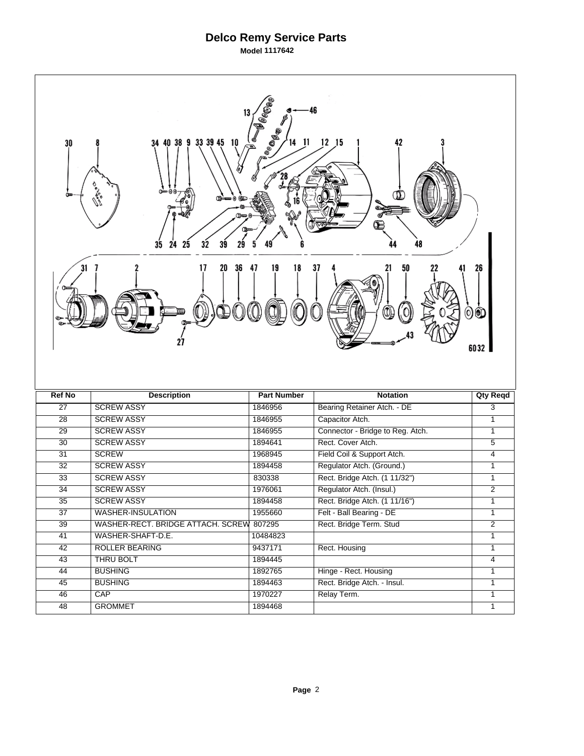# Delco Remy Service Parts

**Model 1117642**

30 8 34 40 38 9 33 39 45 10 13 46 14 11 12 15 1 42 3 28 16 35 24 25 32 39 29 5 49 6 44 48 31 7 2 17 20 36 47 19 18 37 4 21 50 22 41 26 27 43 6032

| Ref No | Description | Part Number | Notation | Qty Reqd |
|---|---|---|---|---|
| 27 | SCREW ASSY | 1846956 | Bearing Retainer Atch. - DE | 3 |
| 28 | SCREW ASSY | 1846955 | Capacitor Atch. | 1 |
| 29 | SCREW ASSY | 1846955 | Connector - Bridge to Reg. Atch. | 1 |
| 30 | SCREW ASSY | 1894641 | Rect. Cover Atch. | 5 |
| 31 | SCREW | 1968945 | Field Coil & Support Atch. | 4 |
| 32 | SCREW ASSY | 1894458 | Regulator Atch. (Ground.) | 1 |
| 33 | SCREW ASSY | 830338 | Rect. Bridge Atch. (1 11/32") | 1 |
| 34 | SCREW ASSY | 1976061 | Regulator Atch. (Insul.) | 2 |
| 35 | SCREW ASSY | 1894458 | Rect. Bridge Atch. (1 11/16") | 1 |
| 37 | WASHER-INSULATION | 1955660 | Felt - Ball Bearing - DE | 1 |
| 39 | WASHER-RECT. BRIDGE ATTACH. SCREW | 807295 | Rect. Bridge Term. Stud | 2 |
| 41 | WASHER-SHAFT-D.E. | 10484823 | | 1 |
| 42 | ROLLER BEARING | 9437171 | Rect. Housing | 1 |
| 43 | THRU BOLT | 1894445 | | 4 |
| 44 | BUSHING | 1892765 | Hinge - Rect. Housing | 1 |
| 45 | BUSHING | 1894463 | Rect. Bridge Atch. - Insul. | 1 |
| 46 | CAP | 1970227 | Relay Term. | 1 |
| 48 | GROMMET | 1894468 | | 1 |